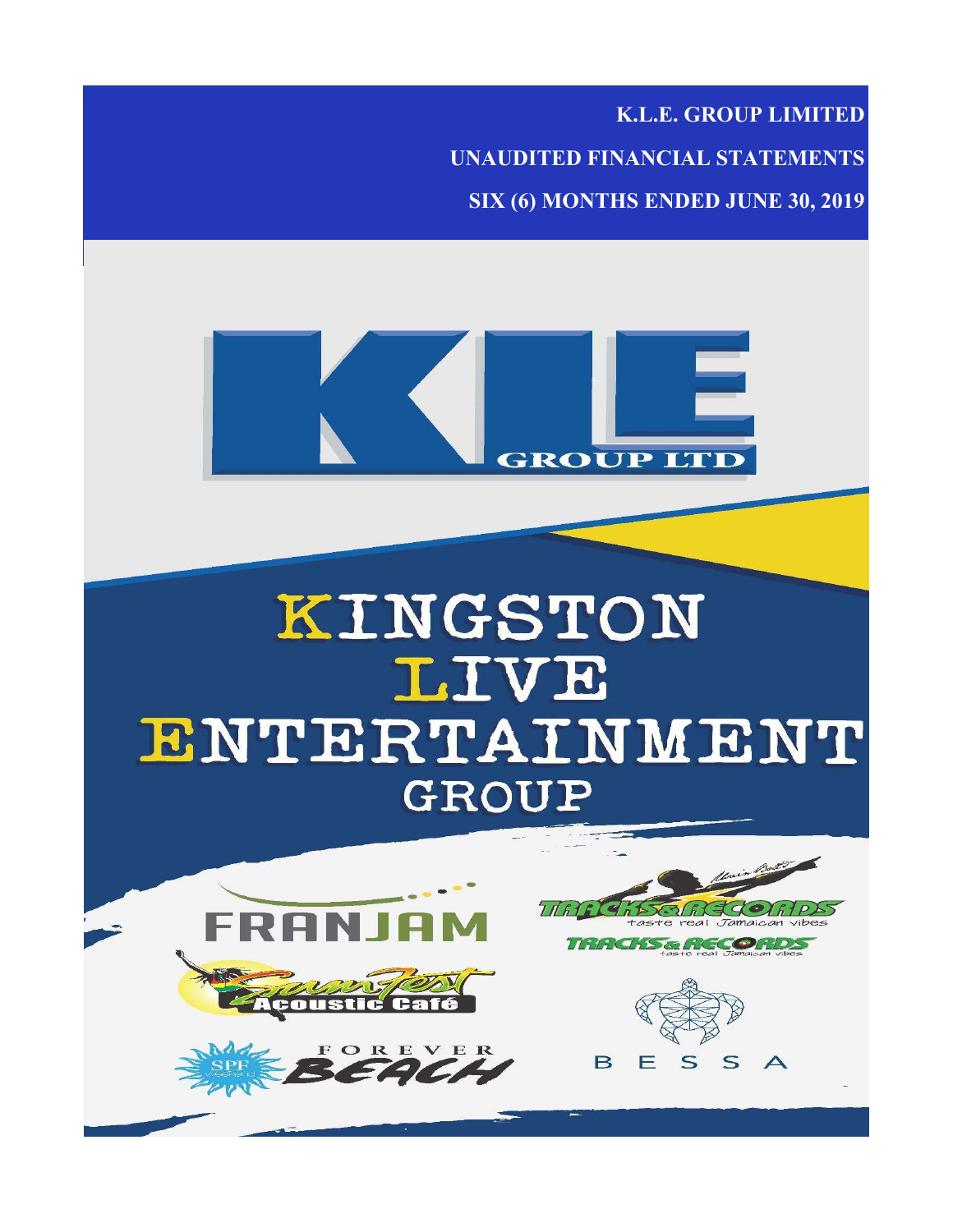# K.L.E. GROUP LIMITED

## UNAUDITED FINANCIAL STATEMENTS

## SIX (6) MONTHS ENDED JUNE 30, 2019

KLE GROUP LTD

# KINGSTON LIVE ENTERTAINMENT GROUP

FRANJAM

Tracks & Records taste real Jamaican vibes

Tracks & Records taste real Jamaican vibes

Sumfest Acoustic Café

BESSA

SPF FOREVER BEACH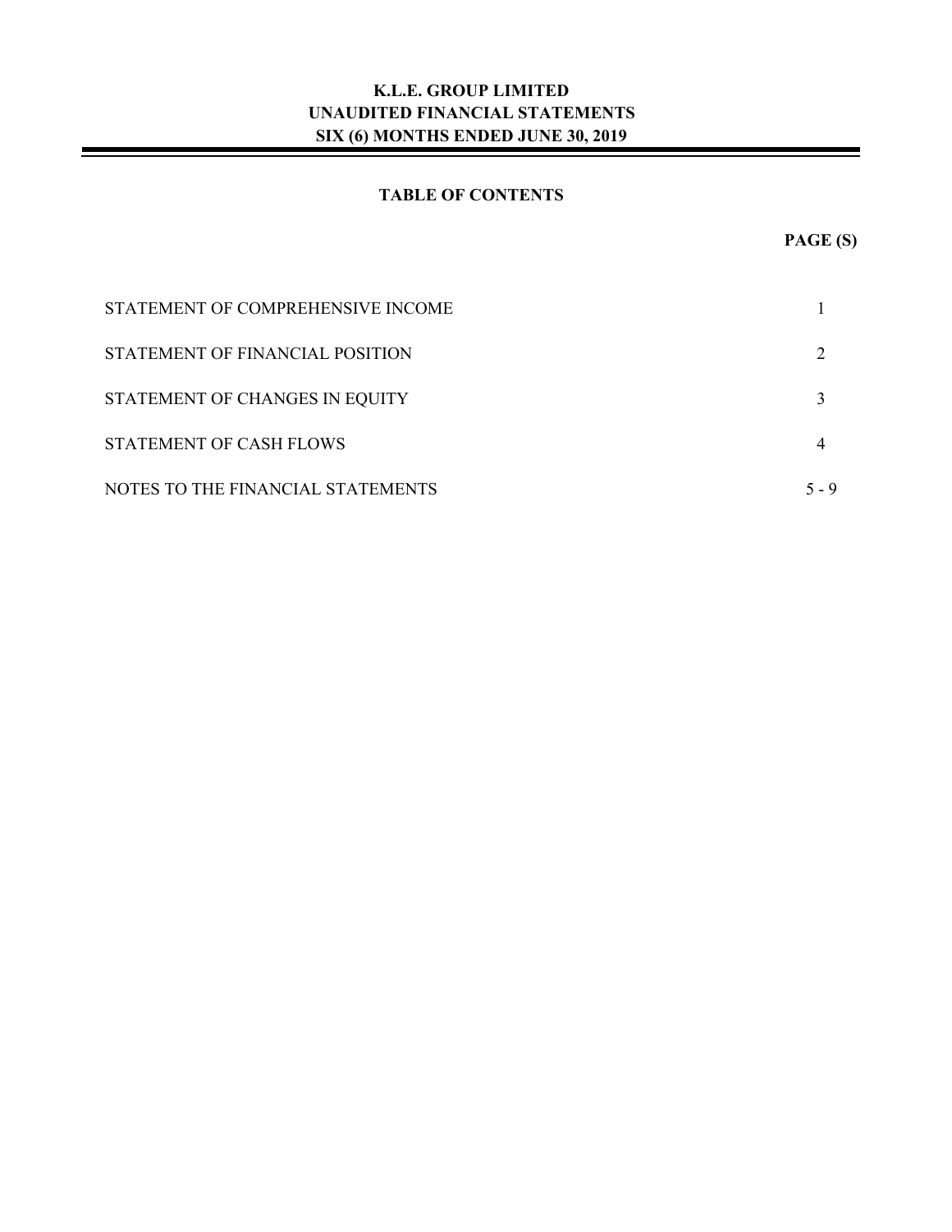# K.L.E. GROUP LIMITED
## UNAUDITED FINANCIAL STATEMENTS
## SIX (6) MONTHS ENDED JUNE 30, 2019

### TABLE OF CONTENTS

| | PAGE (S) |
|---|---|
| STATEMENT OF COMPREHENSIVE INCOME | 1 |
| STATEMENT OF FINANCIAL POSITION | 2 |
| STATEMENT OF CHANGES IN EQUITY | 3 |
| STATEMENT OF CASH FLOWS | 4 |
| NOTES TO THE FINANCIAL STATEMENTS | 5 - 9 |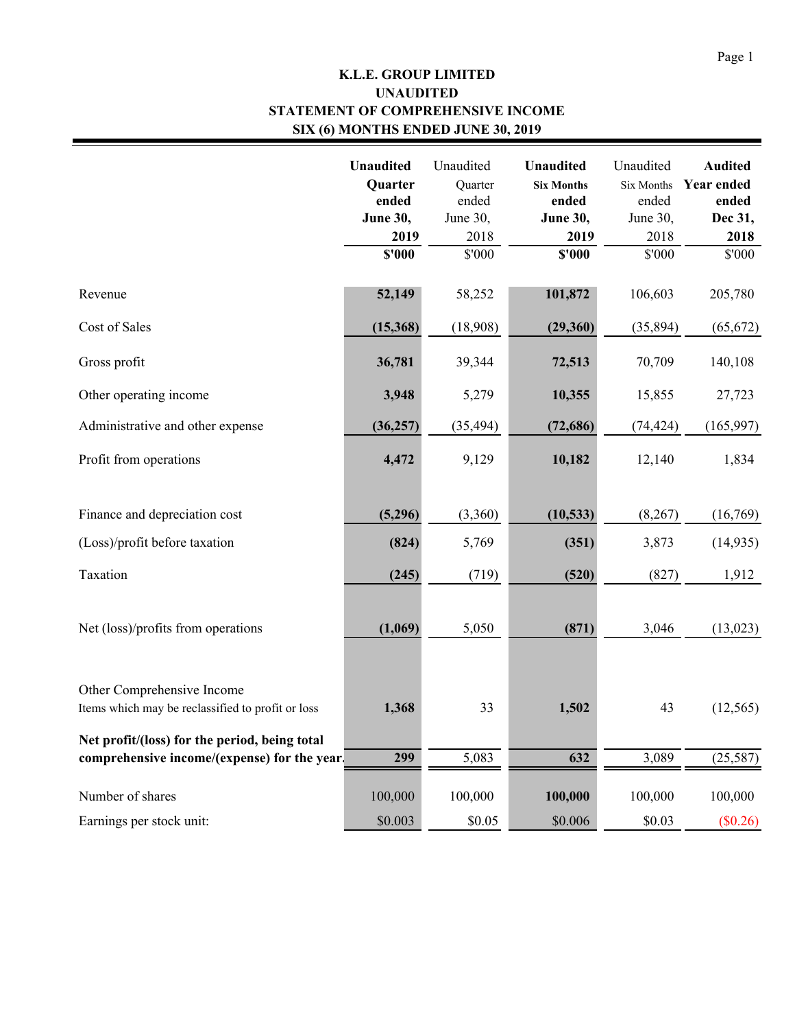# K.L.E. GROUP LIMITED
## UNAUDITED
## STATEMENT OF COMPREHENSIVE INCOME
## SIX (6) MONTHS ENDED JUNE 30, 2019

| | **Unaudited Quarter ended June 30, 2019** | Unaudited Quarter ended June 30, 2018 | **Unaudited Six Months ended June 30, 2019** | Unaudited Six Months ended June 30, 2018 | **Audited Year ended Dec 31, 2018** |
|---|---|---|---|---|---|
| | **$'000** | $'000 | **$'000** | $'000 | $'000 |
| Revenue | **52,149** | 58,252 | **101,872** | 106,603 | 205,780 |
| Cost of Sales | **(15,368)** | (18,908) | **(29,360)** | (35,894) | (65,672) |
| Gross profit | **36,781** | 39,344 | **72,513** | 70,709 | 140,108 |
| Other operating income | **3,948** | 5,279 | **10,355** | 15,855 | 27,723 |
| Administrative and other expense | **(36,257)** | (35,494) | **(72,686)** | (74,424) | (165,997) |
| Profit from operations | **4,472** | 9,129 | **10,182** | 12,140 | 1,834 |
| Finance and depreciation cost | **(5,296)** | (3,360) | **(10,533)** | (8,267) | (16,769) |
| (Loss)/profit before taxation | **(824)** | 5,769 | **(351)** | 3,873 | (14,935) |
| Taxation | **(245)** | (719) | **(520)** | (827) | 1,912 |
| Net (loss)/profits from operations | **(1,069)** | 5,050 | **(871)** | 3,046 | (13,023) |
| Other Comprehensive Income<br>Items which may be reclassified to profit or loss | **1,368** | 33 | **1,502** | 43 | (12,565) |
| **Net profit/(loss) for the period, being total comprehensive income/(expense) for the year.** | **299** | 5,083 | **632** | 3,089 | (25,587) |
| Number of shares | 100,000 | 100,000 | **100,000** | 100,000 | 100,000 |
| Earnings per stock unit: | $0.003 | $0.05 | $0.006 | $0.03 | ($0.26) |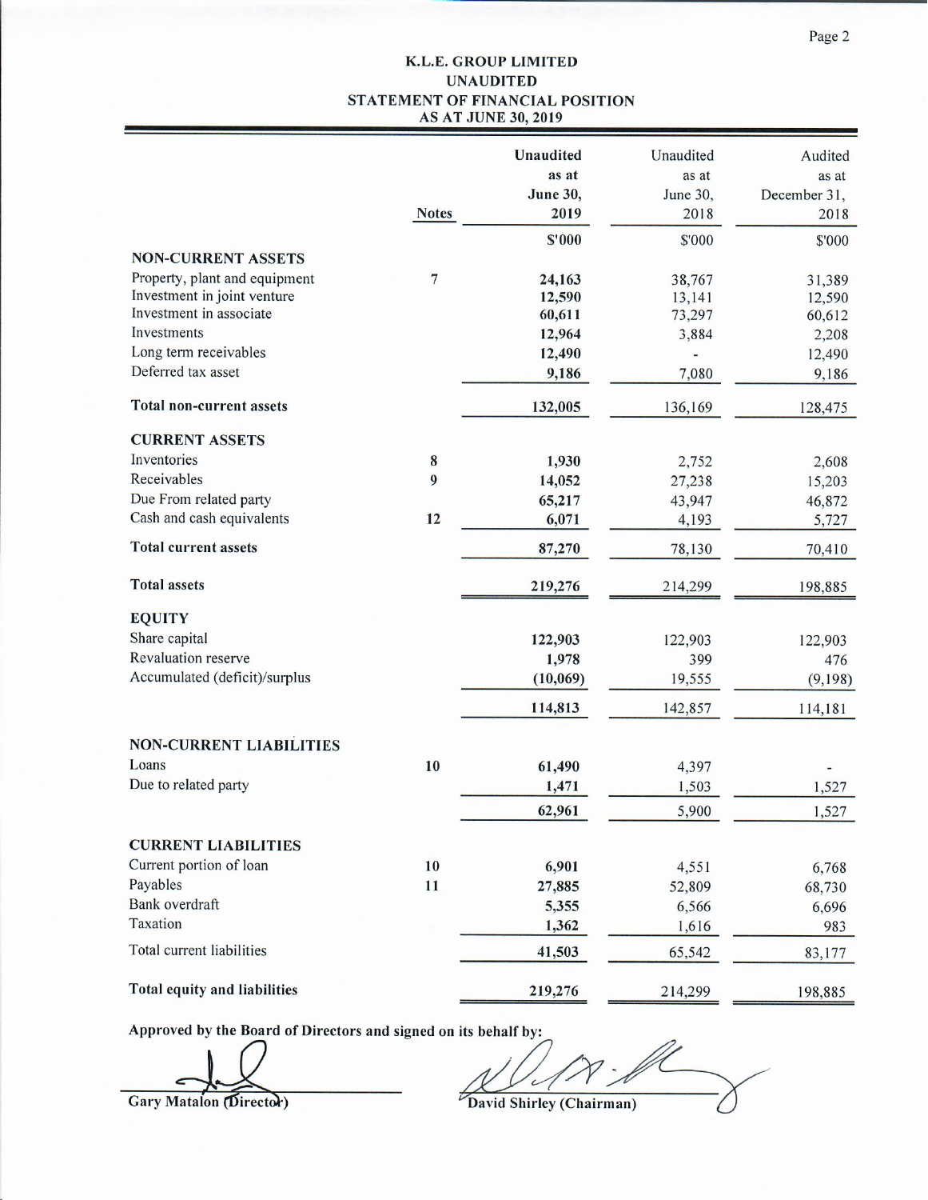# K.L.E. GROUP LIMITED
## UNAUDITED
## STATEMENT OF FINANCIAL POSITION
## AS AT JUNE 30, 2019

| | Notes | **Unaudited as at June 30, 2019** | Unaudited as at June 30, 2018 | Audited as at December 31, 2018 |
|---|---|---|---|---|
| | | **$'000** | $'000 | $'000 |
| **NON-CURRENT ASSETS** | | | | |
| Property, plant and equipment | 7 | **24,163** | 38,767 | 31,389 |
| Investment in joint venture | | **12,590** | 13,141 | 12,590 |
| Investment in associate | | **60,611** | 73,297 | 60,612 |
| Investments | | **12,964** | 3,884 | 2,208 |
| Long term receivables | | **12,490** | - | 12,490 |
| Deferred tax asset | | **9,186** | 7,080 | 9,186 |
| **Total non-current assets** | | **132,005** | 136,169 | 128,475 |
| **CURRENT ASSETS** | | | | |
| Inventories | 8 | **1,930** | 2,752 | 2,608 |
| Receivables | 9 | **14,052** | 27,238 | 15,203 |
| Due From related party | | **65,217** | 43,947 | 46,872 |
| Cash and cash equivalents | 12 | **6,071** | 4,193 | 5,727 |
| **Total current assets** | | **87,270** | 78,130 | 70,410 |
| **Total assets** | | **219,276** | 214,299 | 198,885 |
| **EQUITY** | | | | |
| Share capital | | **122,903** | 122,903 | 122,903 |
| Revaluation reserve | | **1,978** | 399 | 476 |
| Accumulated (deficit)/surplus | | **(10,069)** | 19,555 | (9,198) |
| | | **114,813** | 142,857 | 114,181 |
| **NON-CURRENT LIABILITIES** | | | | |
| Loans | 10 | **61,490** | 4,397 | - |
| Due to related party | | **1,471** | 1,503 | 1,527 |
| | | **62,961** | 5,900 | 1,527 |
| **CURRENT LIABILITIES** | | | | |
| Current portion of loan | 10 | **6,901** | 4,551 | 6,768 |
| Payables | 11 | **27,885** | 52,809 | 68,730 |
| Bank overdraft | | **5,355** | 6,566 | 6,696 |
| Taxation | | **1,362** | 1,616 | 983 |
| Total current liabilities | | **41,503** | 65,542 | 83,177 |
| **Total equity and liabilities** | | **219,276** | 214,299 | 198,885 |

**Approved by the Board of Directors and signed on its behalf by:**

Gary Matalon (Director)

David Shirley (Chairman)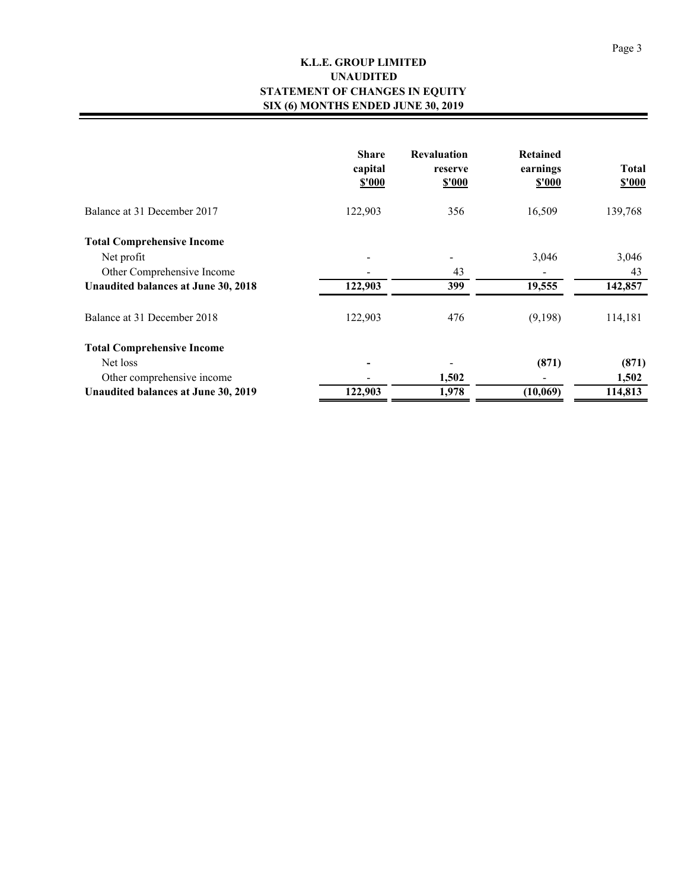# K.L.E. GROUP LIMITED
## UNAUDITED
## STATEMENT OF CHANGES IN EQUITY
## SIX (6) MONTHS ENDED JUNE 30, 2019

| | Share capital $'000 | Revaluation reserve $'000 | Retained earnings $'000 | Total $'000 |
|---|---|---|---|---|
| Balance at 31 December 2017 | 122,903 | 356 | 16,509 | 139,768 |
| **Total Comprehensive Income** | | | | |
| Net profit | - | - | 3,046 | 3,046 |
| Other Comprehensive Income | - | 43 | - | 43 |
| **Unaudited balances at June 30, 2018** | **122,903** | **399** | **19,555** | **142,857** |
| Balance at 31 December 2018 | 122,903 | 476 | (9,198) | 114,181 |
| **Total Comprehensive Income** | | | | |
| Net loss | **-** | - | **(871)** | **(871)** |
| Other comprehensive income | - | **1,502** | - | **1,502** |
| **Unaudited balances at June 30, 2019** | **122,903** | **1,978** | **(10,069)** | **114,813** |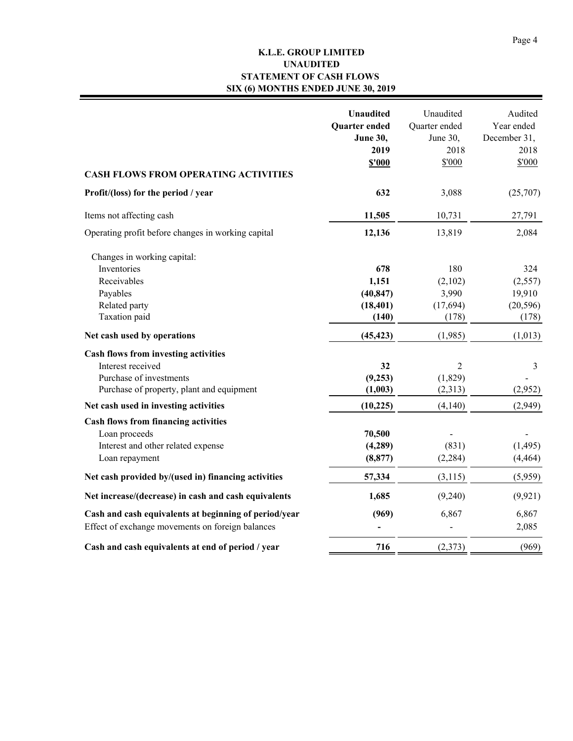# K.L.E. GROUP LIMITED
## UNAUDITED
## STATEMENT OF CASH FLOWS
## SIX (6) MONTHS ENDED JUNE 30, 2019

| | **Unaudited Quarter ended June 30, 2019 $'000** | Unaudited Quarter ended June 30, 2018 $'000 | Audited Year ended December 31, 2018 $'000 |
|---|---|---|---|
| **CASH FLOWS FROM OPERATING ACTIVITIES** | | | |
| **Profit/(loss) for the period / year** | **632** | 3,088 | (25,707) |
| Items not affecting cash | **11,505** | 10,731 | 27,791 |
| Operating profit before changes in working capital | **12,136** | 13,819 | 2,084 |
| Changes in working capital: | | | |
| Inventories | **678** | 180 | 324 |
| Receivables | **1,151** | (2,102) | (2,557) |
| Payables | **(40,847)** | 3,990 | 19,910 |
| Related party | **(18,401)** | (17,694) | (20,596) |
| Taxation paid | **(140)** | (178) | (178) |
| **Net cash used by operations** | **(45,423)** | (1,985) | (1,013) |
| **Cash flows from investing activities** | | | |
| Interest received | **32** | 2 | 3 |
| Purchase of investments | **(9,253)** | (1,829) | - |
| Purchase of property, plant and equipment | **(1,003)** | (2,313) | (2,952) |
| **Net cash used in investing activities** | **(10,225)** | (4,140) | (2,949) |
| **Cash flows from financing activities** | | | |
| Loan proceeds | **70,500** | - | - |
| Interest and other related expense | **(4,289)** | (831) | (1,495) |
| Loan repayment | **(8,877)** | (2,284) | (4,464) |
| **Net cash provided by/(used in) financing activities** | **57,334** | (3,115) | (5,959) |
| **Net increase/(decrease) in cash and cash equivalents** | **1,685** | (9,240) | (9,921) |
| **Cash and cash equivalents at beginning of period/year** | **(969)** | 6,867 | 6,867 |
| Effect of exchange movements on foreign balances | **-** | - | 2,085 |
| **Cash and cash equivalents at end of period / year** | **716** | (2,373) | (969) |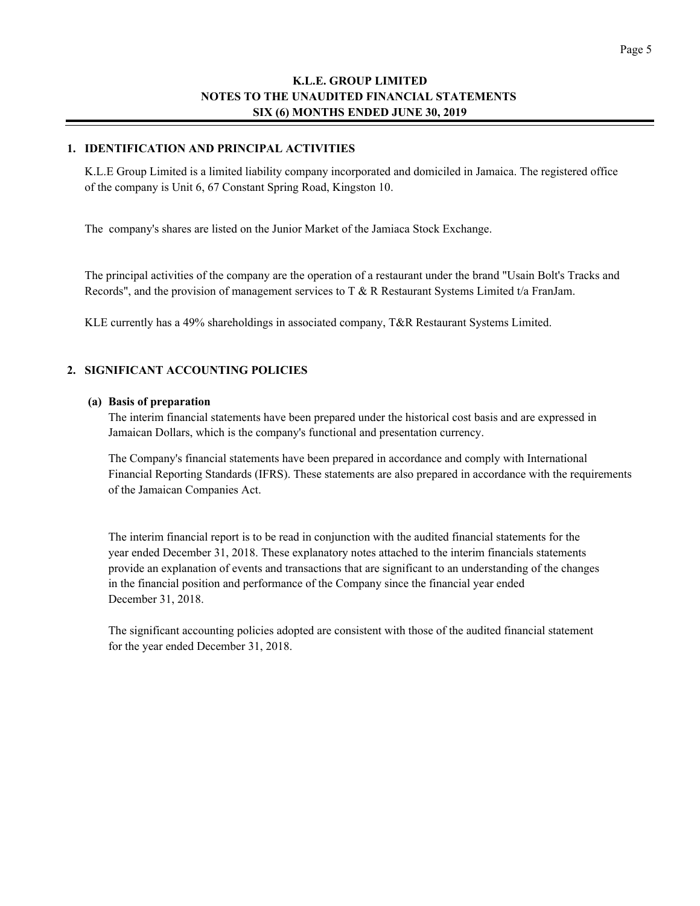# K.L.E. GROUP LIMITED
## NOTES TO THE UNAUDITED FINANCIAL STATEMENTS
## SIX (6) MONTHS ENDED JUNE 30, 2019

### 1. IDENTIFICATION AND PRINCIPAL ACTIVITIES

K.L.E Group Limited is a limited liability company incorporated and domiciled in Jamaica. The registered office of the company is Unit 6, 67 Constant Spring Road, Kingston 10.

The company's shares are listed on the Junior Market of the Jamiaca Stock Exchange.

The principal activities of the company are the operation of a restaurant under the brand "Usain Bolt's Tracks and Records", and the provision of management services to T & R Restaurant Systems Limited t/a FranJam.

KLE currently has a 49% shareholdings in associated company, T&R Restaurant Systems Limited.

### 2. SIGNIFICANT ACCOUNTING POLICIES

**(a) Basis of preparation**

The interim financial statements have been prepared under the historical cost basis and are expressed in Jamaican Dollars, which is the company's functional and presentation currency.

The Company's financial statements have been prepared in accordance and comply with International Financial Reporting Standards (IFRS). These statements are also prepared in accordance with the requirements of the Jamaican Companies Act.

The interim financial report is to be read in conjunction with the audited financial statements for the year ended December 31, 2018. These explanatory notes attached to the interim financials statements provide an explanation of events and transactions that are significant to an understanding of the changes in the financial position and performance of the Company since the financial year ended December 31, 2018.

The significant accounting policies adopted are consistent with those of the audited financial statement for the year ended December 31, 2018.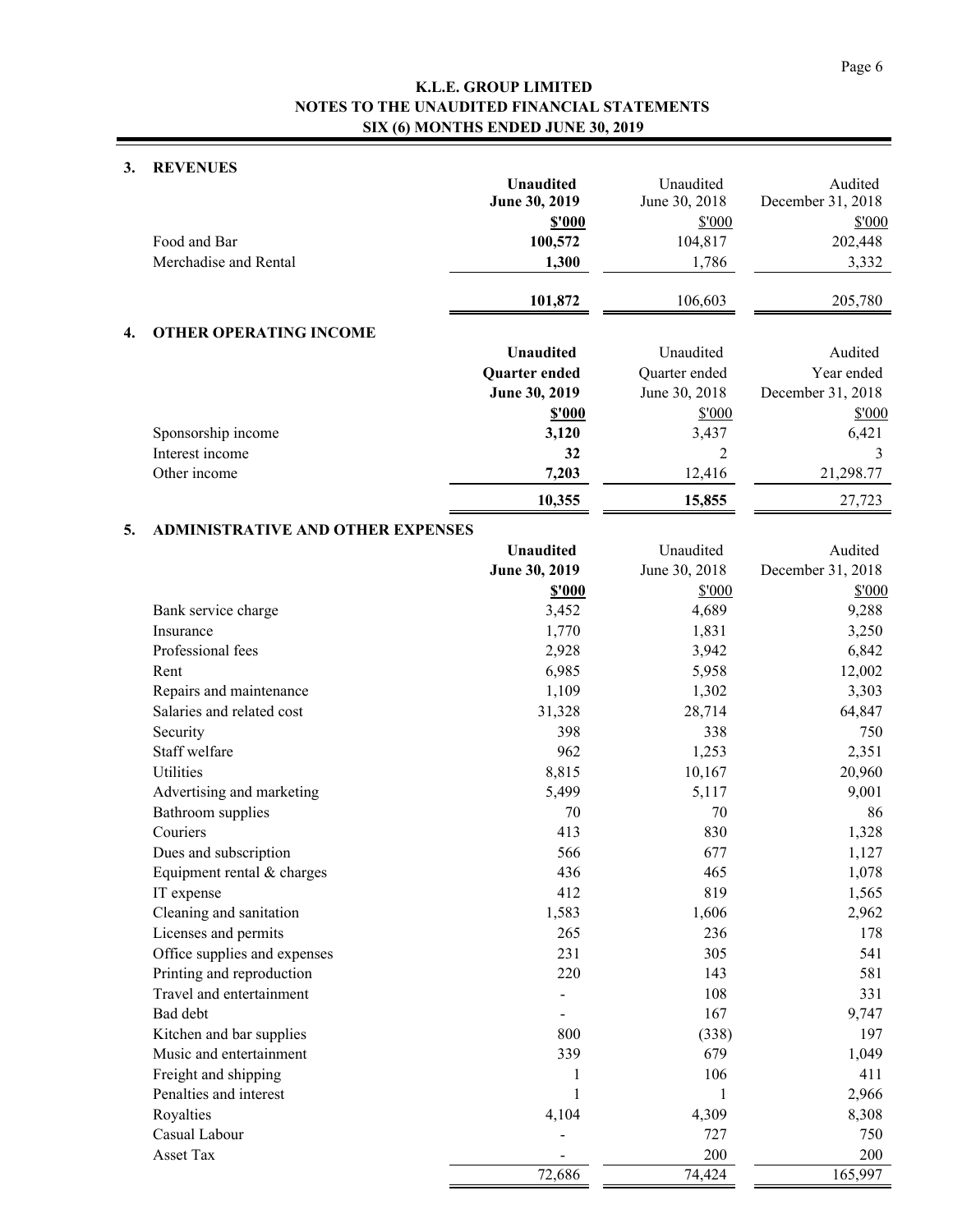**K.L.E. GROUP LIMITED**
**NOTES TO THE UNAUDITED FINANCIAL STATEMENTS**
**SIX (6) MONTHS ENDED JUNE 30, 2019**

## 3. REVENUES

| | **Unaudited June 30, 2019** | Unaudited June 30, 2018 | Audited December 31, 2018 |
|---|---|---|---|
| | **$'000** | $'000 | $'000 |
| Food and Bar | **100,572** | 104,817 | 202,448 |
| Merchadise and Rental | **1,300** | 1,786 | 3,332 |
| | **101,872** | 106,603 | 205,780 |

## 4. OTHER OPERATING INCOME

| | **Unaudited Quarter ended June 30, 2019** | Unaudited Quarter ended June 30, 2018 | Audited Year ended December 31, 2018 |
|---|---|---|---|
| | **$'000** | $'000 | $'000 |
| Sponsorship income | **3,120** | 3,437 | 6,421 |
| Interest income | **32** | 2 | 3 |
| Other income | **7,203** | 12,416 | 21,298.77 |
| | **10,355** | **15,855** | 27,723 |

## 5. ADMINISTRATIVE AND OTHER EXPENSES

| | **Unaudited June 30, 2019** | Unaudited June 30, 2018 | Audited December 31, 2018 |
|---|---|---|---|
| | **$'000** | $'000 | $'000 |
| Bank service charge | 3,452 | 4,689 | 9,288 |
| Insurance | 1,770 | 1,831 | 3,250 |
| Professional fees | 2,928 | 3,942 | 6,842 |
| Rent | 6,985 | 5,958 | 12,002 |
| Repairs and maintenance | 1,109 | 1,302 | 3,303 |
| Salaries and related cost | 31,328 | 28,714 | 64,847 |
| Security | 398 | 338 | 750 |
| Staff welfare | 962 | 1,253 | 2,351 |
| Utilities | 8,815 | 10,167 | 20,960 |
| Advertising and marketing | 5,499 | 5,117 | 9,001 |
| Bathroom supplies | 70 | 70 | 86 |
| Couriers | 413 | 830 | 1,328 |
| Dues and subscription | 566 | 677 | 1,127 |
| Equipment rental & charges | 436 | 465 | 1,078 |
| IT expense | 412 | 819 | 1,565 |
| Cleaning and sanitation | 1,583 | 1,606 | 2,962 |
| Licenses and permits | 265 | 236 | 178 |
| Office supplies and expenses | 231 | 305 | 541 |
| Printing and reproduction | 220 | 143 | 581 |
| Travel and entertainment | - | 108 | 331 |
| Bad debt | - | 167 | 9,747 |
| Kitchen and bar supplies | 800 | (338) | 197 |
| Music and entertainment | 339 | 679 | 1,049 |
| Freight and shipping | 1 | 106 | 411 |
| Penalties and interest | 1 | 1 | 2,966 |
| Royalties | 4,104 | 4,309 | 8,308 |
| Casual Labour | - | 727 | 750 |
| Asset Tax | - | 200 | 200 |
| | 72,686 | 74,424 | 165,997 |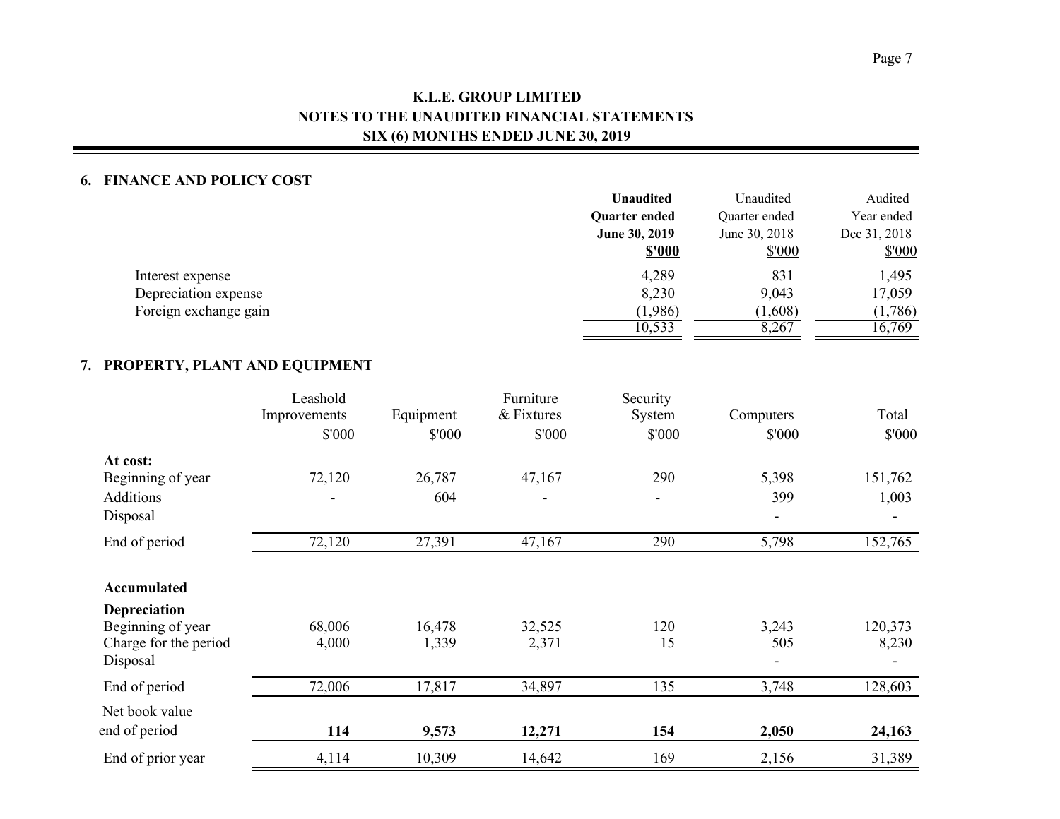# K.L.E. GROUP LIMITED
## NOTES TO THE UNAUDITED FINANCIAL STATEMENTS
## SIX (6) MONTHS ENDED JUNE 30, 2019

### 6. FINANCE AND POLICY COST

| | **Unaudited Quarter ended June 30, 2019 $'000** | Unaudited Quarter ended June 30, 2018 $'000 | Audited Year ended Dec 31, 2018 $'000 |
|---|---|---|---|
| Interest expense | 4,289 | 831 | 1,495 |
| Depreciation expense | 8,230 | 9,043 | 17,059 |
| Foreign exchange gain | (1,986) | (1,608) | (1,786) |
| | 10,533 | 8,267 | 16,769 |

### 7. PROPERTY, PLANT AND EQUIPMENT

| | Leashold Improvements $'000 | Equipment $'000 | Furniture & Fixtures $'000 | Security System $'000 | Computers $'000 | Total $'000 |
|---|---|---|---|---|---|---|
| **At cost:** | | | | | | |
| Beginning of year | 72,120 | 26,787 | 47,167 | 290 | 5,398 | 151,762 |
| Additions | - | 604 | - | - | 399 | 1,003 |
| Disposal | | | | | - | - |
| End of period | 72,120 | 27,391 | 47,167 | 290 | 5,798 | 152,765 |
| **Accumulated Depreciation** | | | | | | |
| Beginning of year | 68,006 | 16,478 | 32,525 | 120 | 3,243 | 120,373 |
| Charge for the period | 4,000 | 1,339 | 2,371 | 15 | 505 | 8,230 |
| Disposal | | | | | - | - |
| End of period | 72,006 | 17,817 | 34,897 | 135 | 3,748 | 128,603 |
| Net book value end of period | **114** | **9,573** | **12,271** | **154** | **2,050** | **24,163** |
| End of prior year | 4,114 | 10,309 | 14,642 | 169 | 2,156 | 31,389 |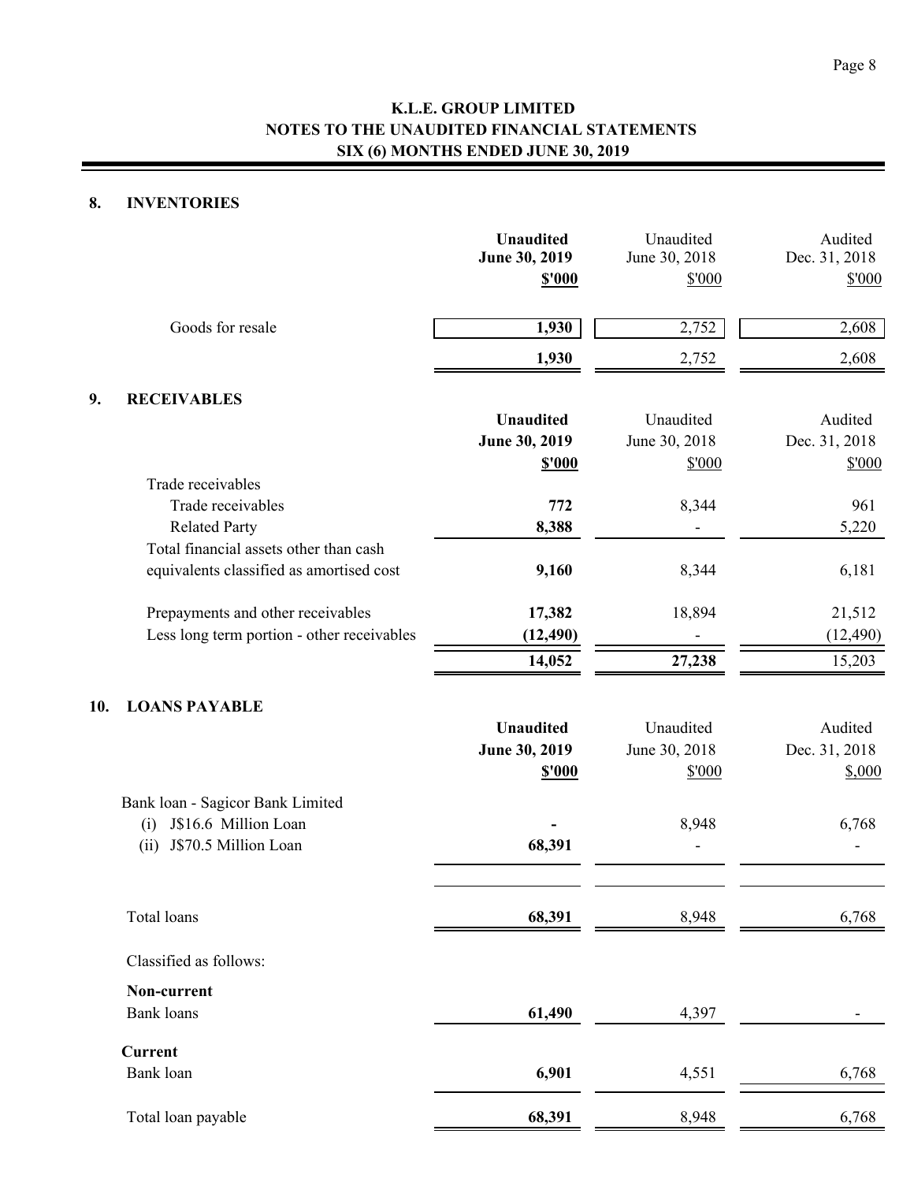# K.L.E. GROUP LIMITED
## NOTES TO THE UNAUDITED FINANCIAL STATEMENTS
## SIX (6) MONTHS ENDED JUNE 30, 2019

### 8. INVENTORIES

| | **Unaudited June 30, 2019 $'000** | Unaudited June 30, 2018 $'000 | Audited Dec. 31, 2018 $'000 |
|---|---|---|---|
| Goods for resale | **1,930** | 2,752 | 2,608 |
| | **1,930** | 2,752 | 2,608 |

### 9. RECEIVABLES

| | **Unaudited June 30, 2019 $'000** | Unaudited June 30, 2018 $'000 | Audited Dec. 31, 2018 $'000 |
|---|---|---|---|
| Trade receivables | | | |
| Trade receivables | **772** | 8,344 | 961 |
| Related Party | **8,388** | - | 5,220 |
| Total financial assets other than cash equivalents classified as amortised cost | **9,160** | 8,344 | 6,181 |
| Prepayments and other receivables | **17,382** | 18,894 | 21,512 |
| Less long term portion - other receivables | **(12,490)** | - | (12,490) |
| | **14,052** | **27,238** | 15,203 |

### 10. LOANS PAYABLE

| | **Unaudited June 30, 2019 $'000** | Unaudited June 30, 2018 $'000 | Audited Dec. 31, 2018 $,000 |
|---|---|---|---|
| Bank loan - Sagicor Bank Limited | | | |
| (i) J$16.6 Million Loan | **-** | 8,948 | 6,768 |
| (ii) J$70.5 Million Loan | **68,391** | - | - |
| Total loans | **68,391** | 8,948 | 6,768 |
| Classified as follows: | | | |
| **Non-current** | | | |
| Bank loans | **61,490** | 4,397 | - |
| **Current** | | | |
| Bank loan | **6,901** | 4,551 | 6,768 |
| Total loan payable | **68,391** | 8,948 | 6,768 |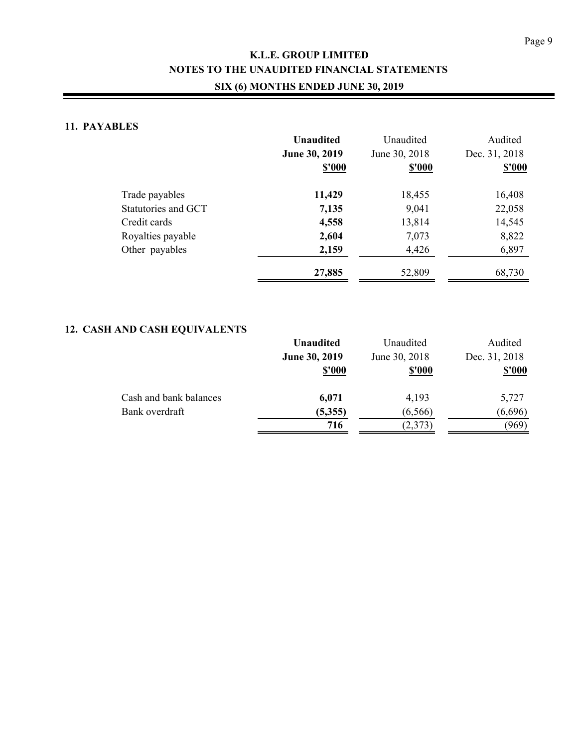**K.L.E. GROUP LIMITED**

**NOTES TO THE UNAUDITED FINANCIAL STATEMENTS**

**SIX (6) MONTHS ENDED JUNE 30, 2019**

## 11. PAYABLES

| | **Unaudited June 30, 2019 $'000** | Unaudited June 30, 2018 $'000 | Audited Dec. 31, 2018 $'000 |
|---|---|---|---|
| Trade payables | **11,429** | 18,455 | 16,408 |
| Statutories and GCT | **7,135** | 9,041 | 22,058 |
| Credit cards | **4,558** | 13,814 | 14,545 |
| Royalties payable | **2,604** | 7,073 | 8,822 |
| Other payables | **2,159** | 4,426 | 6,897 |
| | **27,885** | 52,809 | 68,730 |

## 12. CASH AND CASH EQUIVALENTS

| | **Unaudited June 30, 2019 $'000** | Unaudited June 30, 2018 $'000 | Audited Dec. 31, 2018 $'000 |
|---|---|---|---|
| Cash and bank balances | **6,071** | 4,193 | 5,727 |
| Bank overdraft | **(5,355)** | (6,566) | (6,696) |
| | **716** | (2,373) | (969) |